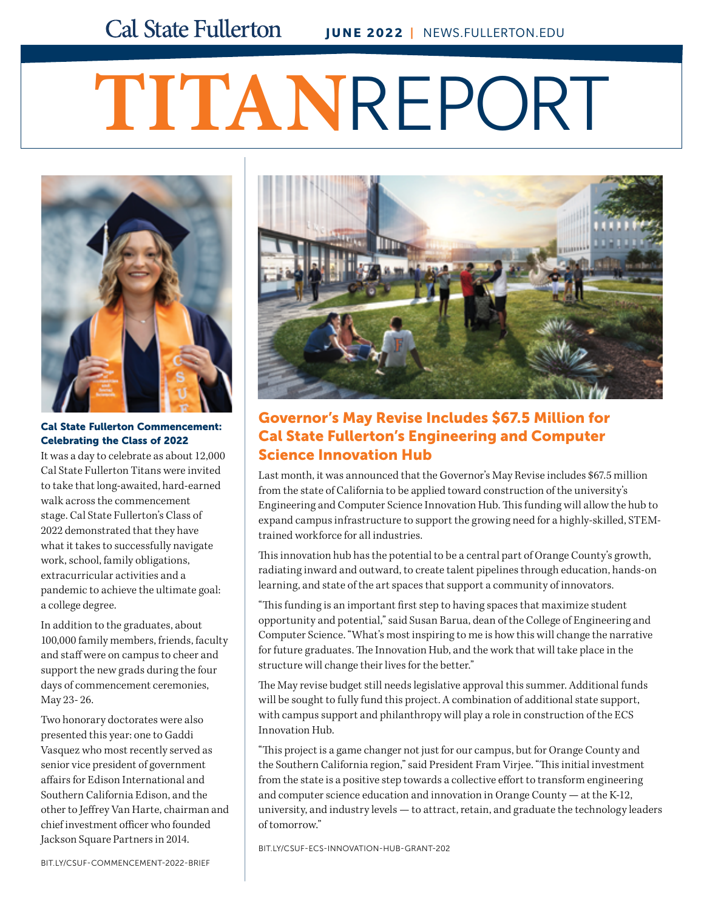Cal State Fullerton JUNE 2022 | NEWS.FULLERTON.EDU

# TITANREPORT

### Cal State Fullerton Commencement: Celebrating the Class of 2022

It was a day to celebrate as about 12,000 Cal State Fullerton Titans were invited to take that long-awaited, hard-earned walk across the commencement stage. Cal State Fullerton's Class of 2022 demonstrated that they have what it takes to successfully navigate work, school, family obligations, extracurricular activities and a pandemic to achieve the ultimate goal: a college degree.

In addition to the graduates, about 100,000 family members, friends, faculty and staff were on campus to cheer and support the new grads during the four days of commencement ceremonies, May 23- 26.

Two honorary doctorates were also presented this year: one to Gaddi Vasquez who most recently served as senior vice president of government affairs for Edison International and Southern California Edison, and the other to Jeffrey Van Harte, chairman and chief investment officer who founded Jackson Square Partners in 2014.

BIT.LY/CSUF-COMMENCEMENT-2022-BRIEF

## Governor's May Revise Includes $67.5 Million for Cal State Fullerton's Engineering and Computer Science Innovation Hub

Last month, it was announced that the Governor's May Revise includes $67.5 million from the state of California to be applied toward construction of the university's Engineering and Computer Science Innovation Hub. This funding will allow the hub to expand campus infrastructure to support the growing need for a highly-skilled, STEM-trained workforce for all industries.

This innovation hub has the potential to be a central part of Orange County's growth, radiating inward and outward, to create talent pipelines through education, hands-on learning, and state of the art spaces that support a community of innovators.

"This funding is an important first step to having spaces that maximize student opportunity and potential," said Susan Barua, dean of the College of Engineering and Computer Science. "What's most inspiring to me is how this will change the narrative for future graduates. The Innovation Hub, and the work that will take place in the structure will change their lives for the better."

The May revise budget still needs legislative approval this summer. Additional funds will be sought to fully fund this project. A combination of additional state support, with campus support and philanthropy will play a role in construction of the ECS Innovation Hub.

"This project is a game changer not just for our campus, but for Orange County and the Southern California region," said President Fram Virjee. "This initial investment from the state is a positive step towards a collective effort to transform engineering and computer science education and innovation in Orange County — at the K-12, university, and industry levels — to attract, retain, and graduate the technology leaders of tomorrow."

BIT.LY/CSUF-ECS-INNOVATION-HUB-GRANT-202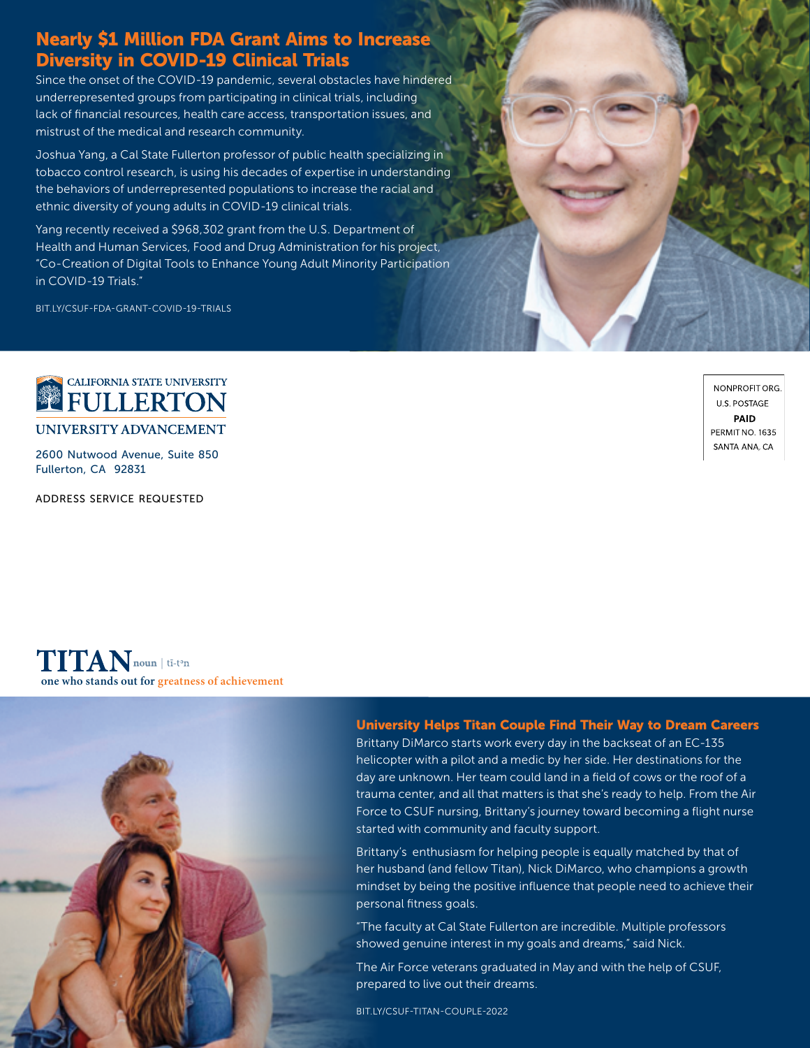## Nearly $1 Million FDA Grant Aims to Increase Diversity in COVID-19 Clinical Trials

Since the onset of the COVID-19 pandemic, several obstacles have hindered underrepresented groups from participating in clinical trials, including lack of financial resources, health care access, transportation issues, and mistrust of the medical and research community.

Joshua Yang, a Cal State Fullerton professor of public health specializing in tobacco control research, is using his decades of expertise in understanding the behaviors of underrepresented populations to increase the racial and ethnic diversity of young adults in COVID-19 clinical trials.

Yang recently received a $968,302 grant from the U.S. Department of Health and Human Services, Food and Drug Administration for his project, "Co-Creation of Digital Tools to Enhance Young Adult Minority Participation in COVID-19 Trials."

BIT.LY/CSUF-FDA-GRANT-COVID-19-TRIALS

CALIFORNIA STATE UNIVERSITY
FULLERTON
UNIVERSITY ADVANCEMENT

2600 Nutwood Avenue, Suite 850
Fullerton, CA 92831

ADDRESS SERVICE REQUESTED

NONPROFIT ORG.
U.S. POSTAGE
**PAID**
PERMIT NO. 1635
SANTA ANA, CA

**TITAN** noun | tī-tᵊn
one who stands out for greatness of achievement

## University Helps Titan Couple Find Their Way to Dream Careers

Brittany DiMarco starts work every day in the backseat of an EC-135 helicopter with a pilot and a medic by her side. Her destinations for the day are unknown. Her team could land in a field of cows or the roof of a trauma center, and all that matters is that she's ready to help. From the Air Force to CSUF nursing, Brittany's journey toward becoming a flight nurse started with community and faculty support.

Brittany's enthusiasm for helping people is equally matched by that of her husband (and fellow Titan), Nick DiMarco, who champions a growth mindset by being the positive influence that people need to achieve their personal fitness goals.

"The faculty at Cal State Fullerton are incredible. Multiple professors showed genuine interest in my goals and dreams," said Nick.

The Air Force veterans graduated in May and with the help of CSUF, prepared to live out their dreams.

BIT.LY/CSUF-TITAN-COUPLE-2022